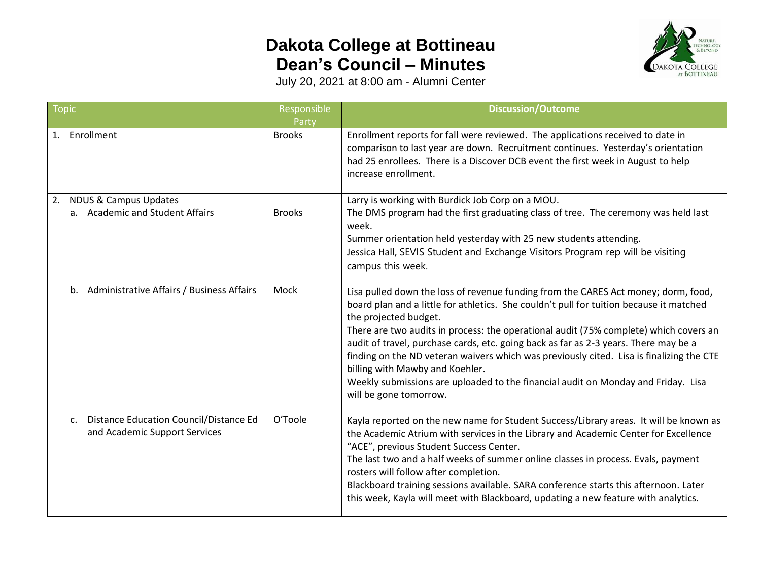# Dakota College at Bottineau
# Dean's Council – Minutes

July 20, 2021 at 8:00 am - Alumni Center

| Topic | Responsible Party | Discussion/Outcome |
|---|---|---|
| 1. Enrollment | Brooks | Enrollment reports for fall were reviewed. The applications received to date in comparison to last year are down. Recruitment continues. Yesterday's orientation had 25 enrollees. There is a Discover DCB event the first week in August to help increase enrollment. |
| 2. NDUS & Campus Updates<br>a. Academic and Student Affairs | Brooks | Larry is working with Burdick Job Corp on a MOU.<br>The DMS program had the first graduating class of tree. The ceremony was held last week.<br>Summer orientation held yesterday with 25 new students attending.<br>Jessica Hall, SEVIS Student and Exchange Visitors Program rep will be visiting campus this week. |
| b. Administrative Affairs / Business Affairs | Mock | Lisa pulled down the loss of revenue funding from the CARES Act money; dorm, food, board plan and a little for athletics. She couldn't pull for tuition because it matched the projected budget.<br>There are two audits in process: the operational audit (75% complete) which covers an audit of travel, purchase cards, etc. going back as far as 2-3 years. There may be a finding on the ND veteran waivers which was previously cited. Lisa is finalizing the CTE billing with Mawby and Koehler.<br>Weekly submissions are uploaded to the financial audit on Monday and Friday. Lisa will be gone tomorrow. |
| c. Distance Education Council/Distance Ed and Academic Support Services | O'Toole | Kayla reported on the new name for Student Success/Library areas. It will be known as the Academic Atrium with services in the Library and Academic Center for Excellence "ACE", previous Student Success Center.<br>The last two and a half weeks of summer online classes in process. Evals, payment rosters will follow after completion.<br>Blackboard training sessions available. SARA conference starts this afternoon. Later this week, Kayla will meet with Blackboard, updating a new feature with analytics. |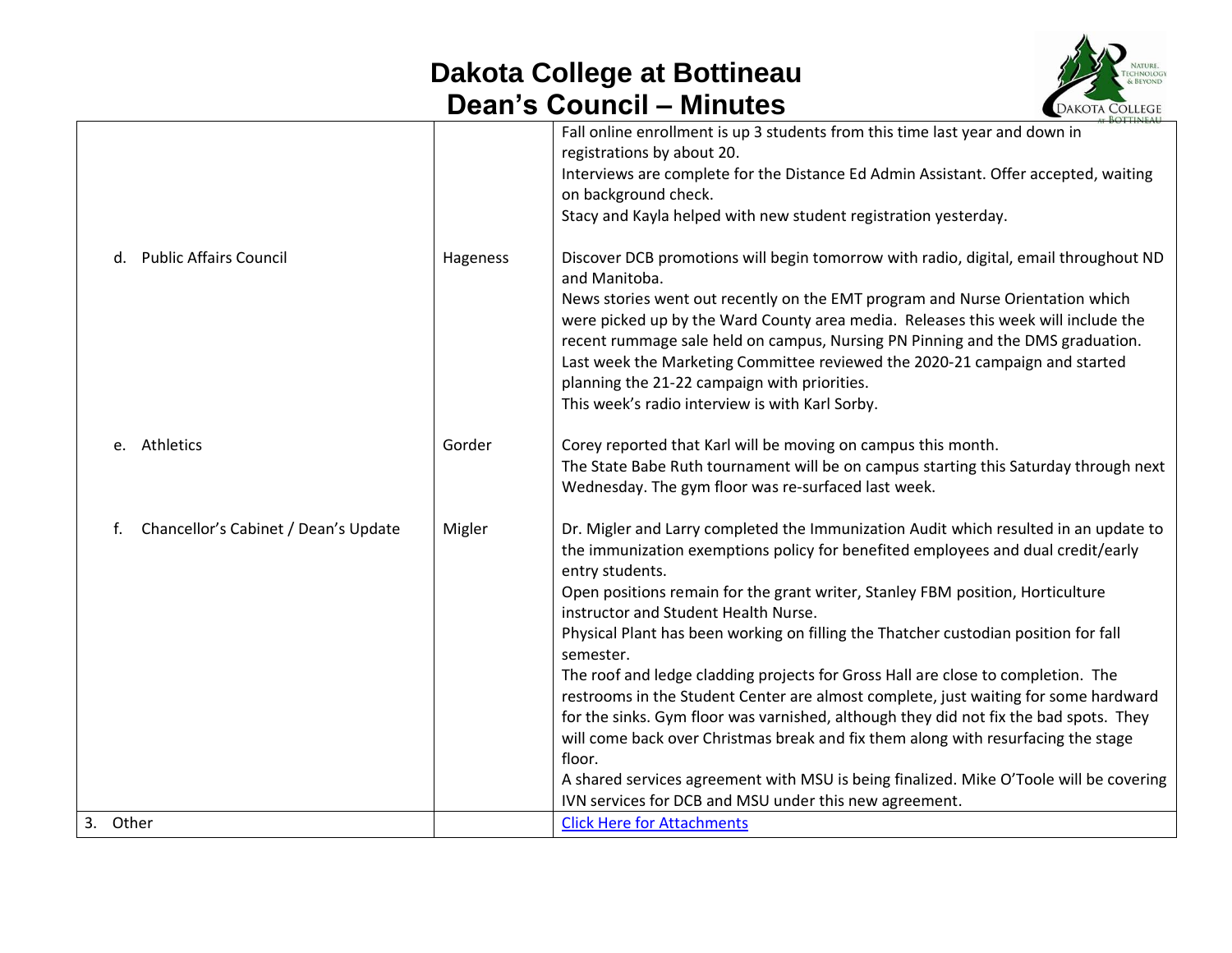| | | |
|---|---|---|
| | | Fall online enrollment is up 3 students from this time last year and down in registrations by about 20.<br>Interviews are complete for the Distance Ed Admin Assistant. Offer accepted, waiting on background check.<br>Stacy and Kayla helped with new student registration yesterday. |
| d. Public Affairs Council | Hageness | Discover DCB promotions will begin tomorrow with radio, digital, email throughout ND and Manitoba.<br>News stories went out recently on the EMT program and Nurse Orientation which were picked up by the Ward County area media. Releases this week will include the recent rummage sale held on campus, Nursing PN Pinning and the DMS graduation.<br>Last week the Marketing Committee reviewed the 2020-21 campaign and started planning the 21-22 campaign with priorities.<br>This week's radio interview is with Karl Sorby. |
| e. Athletics | Gorder | Corey reported that Karl will be moving on campus this month.<br>The State Babe Ruth tournament will be on campus starting this Saturday through next Wednesday. The gym floor was re-surfaced last week. |
| f. Chancellor's Cabinet / Dean's Update | Migler | Dr. Migler and Larry completed the Immunization Audit which resulted in an update to the immunization exemptions policy for benefited employees and dual credit/early entry students.<br>Open positions remain for the grant writer, Stanley FBM position, Horticulture instructor and Student Health Nurse.<br>Physical Plant has been working on filling the Thatcher custodian position for fall semester.<br>The roof and ledge cladding projects for Gross Hall are close to completion. The restrooms in the Student Center are almost complete, just waiting for some hardward for the sinks. Gym floor was varnished, although they did not fix the bad spots. They will come back over Christmas break and fix them along with resurfacing the stage floor.<br>A shared services agreement with MSU is being finalized. Mike O'Toole will be covering IVN services for DCB and MSU under this new agreement. |
| 3. Other | | Click Here for Attachments |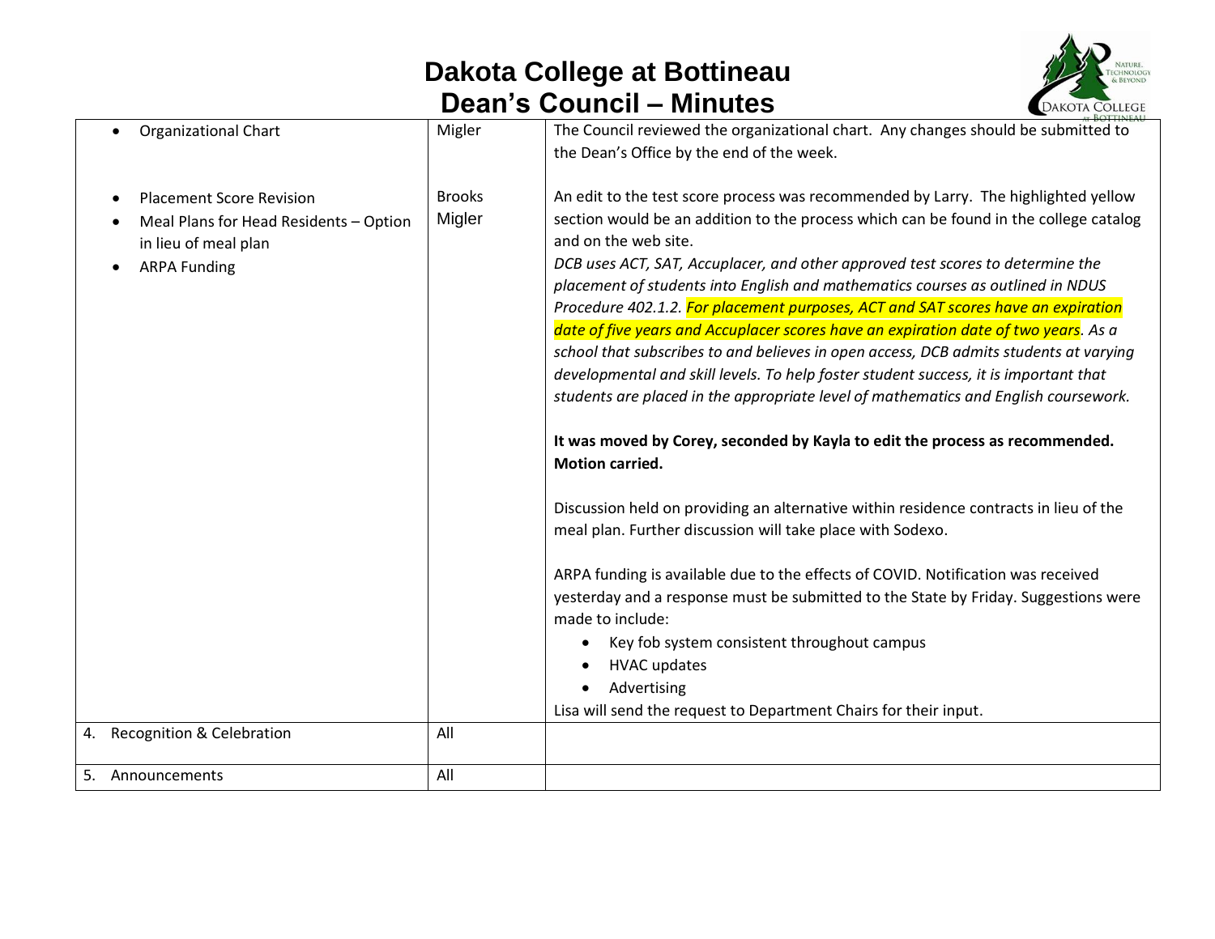# Dakota College at Bottineau
## Dean's Council – Minutes

| | | |
|---|---|---|
| • Organizational Chart | Migler | The Council reviewed the organizational chart. Any changes should be submitted to the Dean's Office by the end of the week. |
| • Placement Score Revision<br>• Meal Plans for Head Residents – Option in lieu of meal plan<br>• ARPA Funding | Brooks<br>Migler | An edit to the test score process was recommended by Larry. The highlighted yellow section would be an addition to the process which can be found in the college catalog and on the web site.<br>*DCB uses ACT, SAT, Accuplacer, and other approved test scores to determine the placement of students into English and mathematics courses as outlined in NDUS Procedure 402.1.2. For placement purposes, ACT and SAT scores have an expiration date of five years and Accuplacer scores have an expiration date of two years. As a school that subscribes to and believes in open access, DCB admits students at varying developmental and skill levels. To help foster student success, it is important that students are placed in the appropriate level of mathematics and English coursework.*<br><br>**It was moved by Corey, seconded by Kayla to edit the process as recommended. Motion carried.**<br><br>Discussion held on providing an alternative within residence contracts in lieu of the meal plan. Further discussion will take place with Sodexo.<br><br>ARPA funding is available due to the effects of COVID. Notification was received yesterday and a response must be submitted to the State by Friday. Suggestions were made to include:<br>• Key fob system consistent throughout campus<br>• HVAC updates<br>• Advertising<br>Lisa will send the request to Department Chairs for their input. |
| 4. Recognition & Celebration | All | |
| 5. Announcements | All | |